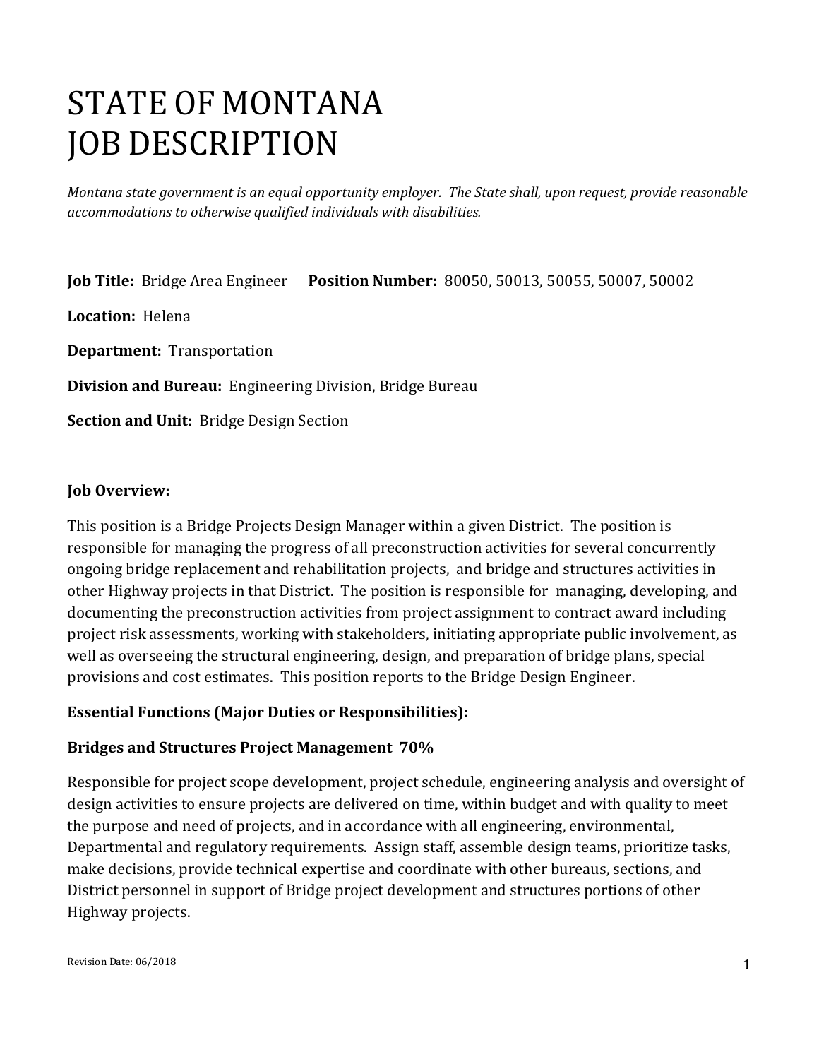# STATE OF MONTANA
# JOB DESCRIPTION

*Montana state government is an equal opportunity employer. The State shall, upon request, provide reasonable accommodations to otherwise qualified individuals with disabilities.*

**Job Title:** Bridge Area Engineer **Position Number:** 80050, 50013, 50055, 50007, 50002

**Location:** Helena

**Department:** Transportation

**Division and Bureau:** Engineering Division, Bridge Bureau

**Section and Unit:** Bridge Design Section

**Job Overview:**

This position is a Bridge Projects Design Manager within a given District. The position is responsible for managing the progress of all preconstruction activities for several concurrently ongoing bridge replacement and rehabilitation projects, and bridge and structures activities in other Highway projects in that District. The position is responsible for managing, developing, and documenting the preconstruction activities from project assignment to contract award including project risk assessments, working with stakeholders, initiating appropriate public involvement, as well as overseeing the structural engineering, design, and preparation of bridge plans, special provisions and cost estimates. This position reports to the Bridge Design Engineer.

**Essential Functions (Major Duties or Responsibilities):**

**Bridges and Structures Project Management 70%**

Responsible for project scope development, project schedule, engineering analysis and oversight of design activities to ensure projects are delivered on time, within budget and with quality to meet the purpose and need of projects, and in accordance with all engineering, environmental, Departmental and regulatory requirements. Assign staff, assemble design teams, prioritize tasks, make decisions, provide technical expertise and coordinate with other bureaus, sections, and District personnel in support of Bridge project development and structures portions of other Highway projects.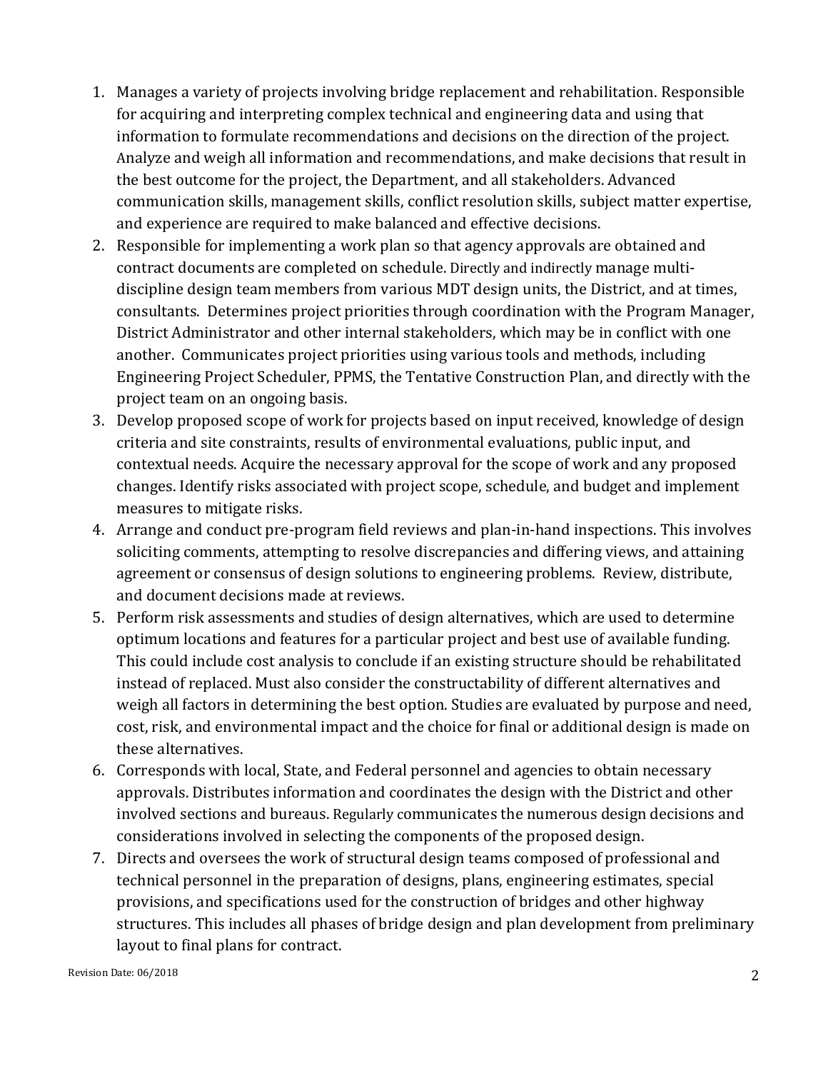1. Manages a variety of projects involving bridge replacement and rehabilitation. Responsible for acquiring and interpreting complex technical and engineering data and using that information to formulate recommendations and decisions on the direction of the project. Analyze and weigh all information and recommendations, and make decisions that result in the best outcome for the project, the Department, and all stakeholders. Advanced communication skills, management skills, conflict resolution skills, subject matter expertise, and experience are required to make balanced and effective decisions.
2. Responsible for implementing a work plan so that agency approvals are obtained and contract documents are completed on schedule. Directly and indirectly manage multi-discipline design team members from various MDT design units, the District, and at times, consultants. Determines project priorities through coordination with the Program Manager, District Administrator and other internal stakeholders, which may be in conflict with one another. Communicates project priorities using various tools and methods, including Engineering Project Scheduler, PPMS, the Tentative Construction Plan, and directly with the project team on an ongoing basis.
3. Develop proposed scope of work for projects based on input received, knowledge of design criteria and site constraints, results of environmental evaluations, public input, and contextual needs. Acquire the necessary approval for the scope of work and any proposed changes. Identify risks associated with project scope, schedule, and budget and implement measures to mitigate risks.
4. Arrange and conduct pre-program field reviews and plan-in-hand inspections. This involves soliciting comments, attempting to resolve discrepancies and differing views, and attaining agreement or consensus of design solutions to engineering problems. Review, distribute, and document decisions made at reviews.
5. Perform risk assessments and studies of design alternatives, which are used to determine optimum locations and features for a particular project and best use of available funding. This could include cost analysis to conclude if an existing structure should be rehabilitated instead of replaced. Must also consider the constructability of different alternatives and weigh all factors in determining the best option. Studies are evaluated by purpose and need, cost, risk, and environmental impact and the choice for final or additional design is made on these alternatives.
6. Corresponds with local, State, and Federal personnel and agencies to obtain necessary approvals. Distributes information and coordinates the design with the District and other involved sections and bureaus. Regularly communicates the numerous design decisions and considerations involved in selecting the components of the proposed design.
7. Directs and oversees the work of structural design teams composed of professional and technical personnel in the preparation of designs, plans, engineering estimates, special provisions, and specifications used for the construction of bridges and other highway structures. This includes all phases of bridge design and plan development from preliminary layout to final plans for contract.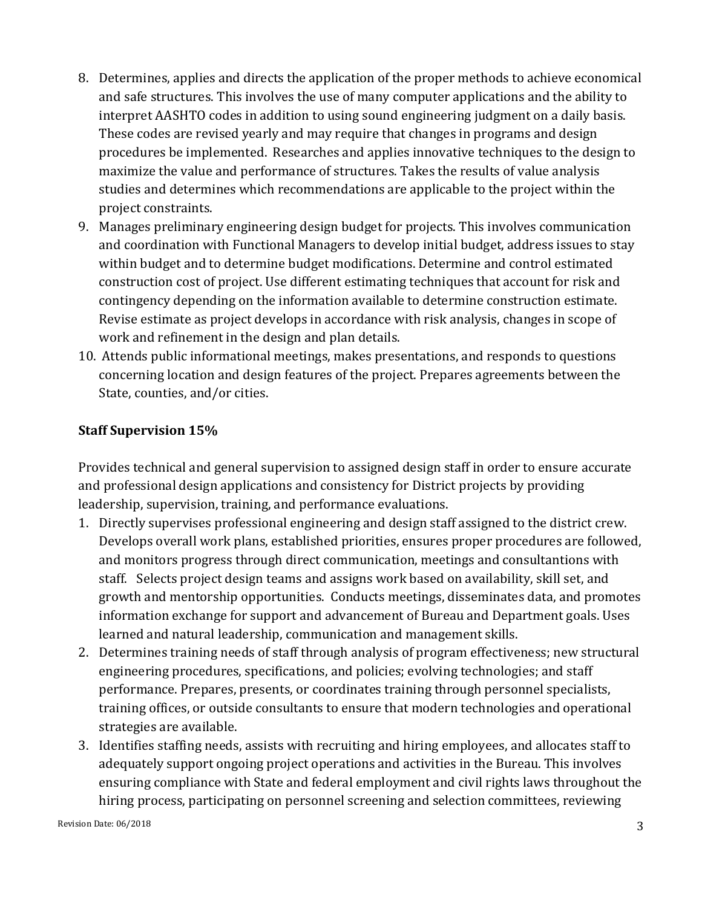8. Determines, applies and directs the application of the proper methods to achieve economical and safe structures. This involves the use of many computer applications and the ability to interpret AASHTO codes in addition to using sound engineering judgment on a daily basis. These codes are revised yearly and may require that changes in programs and design procedures be implemented. Researches and applies innovative techniques to the design to maximize the value and performance of structures. Takes the results of value analysis studies and determines which recommendations are applicable to the project within the project constraints.
9. Manages preliminary engineering design budget for projects. This involves communication and coordination with Functional Managers to develop initial budget, address issues to stay within budget and to determine budget modifications. Determine and control estimated construction cost of project. Use different estimating techniques that account for risk and contingency depending on the information available to determine construction estimate. Revise estimate as project develops in accordance with risk analysis, changes in scope of work and refinement in the design and plan details.
10. Attends public informational meetings, makes presentations, and responds to questions concerning location and design features of the project. Prepares agreements between the State, counties, and/or cities.

**Staff Supervision 15%**

Provides technical and general supervision to assigned design staff in order to ensure accurate and professional design applications and consistency for District projects by providing leadership, supervision, training, and performance evaluations.

1. Directly supervises professional engineering and design staff assigned to the district crew. Develops overall work plans, established priorities, ensures proper procedures are followed, and monitors progress through direct communication, meetings and consultantions with staff. Selects project design teams and assigns work based on availability, skill set, and growth and mentorship opportunities. Conducts meetings, disseminates data, and promotes information exchange for support and advancement of Bureau and Department goals. Uses learned and natural leadership, communication and management skills.
2. Determines training needs of staff through analysis of program effectiveness; new structural engineering procedures, specifications, and policies; evolving technologies; and staff performance. Prepares, presents, or coordinates training through personnel specialists, training offices, or outside consultants to ensure that modern technologies and operational strategies are available.
3. Identifies staffing needs, assists with recruiting and hiring employees, and allocates staff to adequately support ongoing project operations and activities in the Bureau. This involves ensuring compliance with State and federal employment and civil rights laws throughout the hiring process, participating on personnel screening and selection committees, reviewing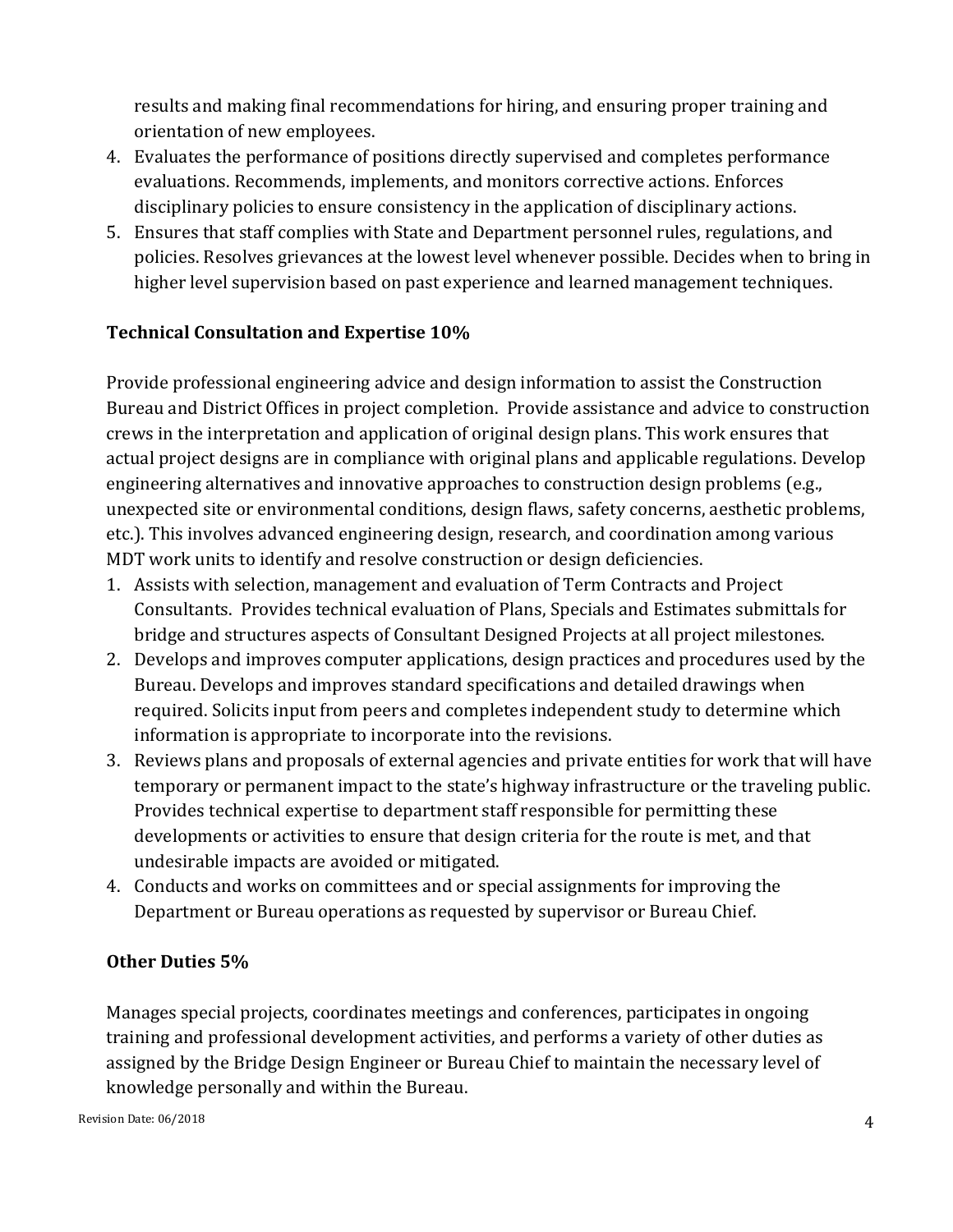results and making final recommendations for hiring, and ensuring proper training and orientation of new employees.

4. Evaluates the performance of positions directly supervised and completes performance evaluations. Recommends, implements, and monitors corrective actions. Enforces disciplinary policies to ensure consistency in the application of disciplinary actions.
5. Ensures that staff complies with State and Department personnel rules, regulations, and policies. Resolves grievances at the lowest level whenever possible. Decides when to bring in higher level supervision based on past experience and learned management techniques.

**Technical Consultation and Expertise 10%**

Provide professional engineering advice and design information to assist the Construction Bureau and District Offices in project completion. Provide assistance and advice to construction crews in the interpretation and application of original design plans. This work ensures that actual project designs are in compliance with original plans and applicable regulations. Develop engineering alternatives and innovative approaches to construction design problems (e.g., unexpected site or environmental conditions, design flaws, safety concerns, aesthetic problems, etc.). This involves advanced engineering design, research, and coordination among various MDT work units to identify and resolve construction or design deficiencies.

1. Assists with selection, management and evaluation of Term Contracts and Project Consultants. Provides technical evaluation of Plans, Specials and Estimates submittals for bridge and structures aspects of Consultant Designed Projects at all project milestones.
2. Develops and improves computer applications, design practices and procedures used by the Bureau. Develops and improves standard specifications and detailed drawings when required. Solicits input from peers and completes independent study to determine which information is appropriate to incorporate into the revisions.
3. Reviews plans and proposals of external agencies and private entities for work that will have temporary or permanent impact to the state's highway infrastructure or the traveling public. Provides technical expertise to department staff responsible for permitting these developments or activities to ensure that design criteria for the route is met, and that undesirable impacts are avoided or mitigated.
4. Conducts and works on committees and or special assignments for improving the Department or Bureau operations as requested by supervisor or Bureau Chief.

**Other Duties 5%**

Manages special projects, coordinates meetings and conferences, participates in ongoing training and professional development activities, and performs a variety of other duties as assigned by the Bridge Design Engineer or Bureau Chief to maintain the necessary level of knowledge personally and within the Bureau.

Revision Date: 06/2018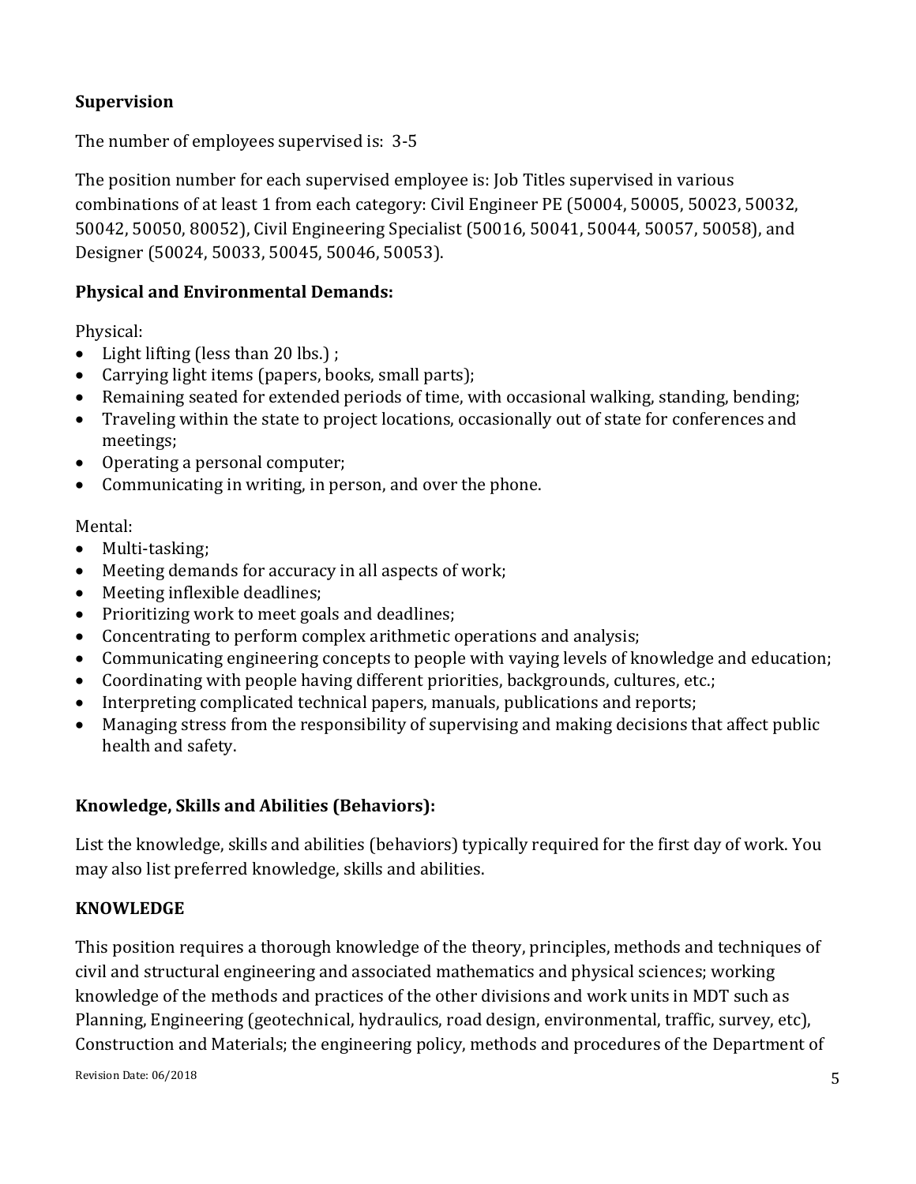**Supervision**

The number of employees supervised is: 3-5

The position number for each supervised employee is: Job Titles supervised in various combinations of at least 1 from each category: Civil Engineer PE (50004, 50005, 50023, 50032, 50042, 50050, 80052), Civil Engineering Specialist (50016, 50041, 50044, 50057, 50058), and Designer (50024, 50033, 50045, 50046, 50053).

**Physical and Environmental Demands:**

Physical:

- Light lifting (less than 20 lbs.) ;
- Carrying light items (papers, books, small parts);
- Remaining seated for extended periods of time, with occasional walking, standing, bending;
- Traveling within the state to project locations, occasionally out of state for conferences and meetings;
- Operating a personal computer;
- Communicating in writing, in person, and over the phone.

Mental:

- Multi-tasking;
- Meeting demands for accuracy in all aspects of work;
- Meeting inflexible deadlines;
- Prioritizing work to meet goals and deadlines;
- Concentrating to perform complex arithmetic operations and analysis;
- Communicating engineering concepts to people with vaying levels of knowledge and education;
- Coordinating with people having different priorities, backgrounds, cultures, etc.;
- Interpreting complicated technical papers, manuals, publications and reports;
- Managing stress from the responsibility of supervising and making decisions that affect public health and safety.

**Knowledge, Skills and Abilities (Behaviors):**

List the knowledge, skills and abilities (behaviors) typically required for the first day of work. You may also list preferred knowledge, skills and abilities.

**KNOWLEDGE**

This position requires a thorough knowledge of the theory, principles, methods and techniques of civil and structural engineering and associated mathematics and physical sciences; working knowledge of the methods and practices of the other divisions and work units in MDT such as Planning, Engineering (geotechnical, hydraulics, road design, environmental, traffic, survey, etc), Construction and Materials; the engineering policy, methods and procedures of the Department of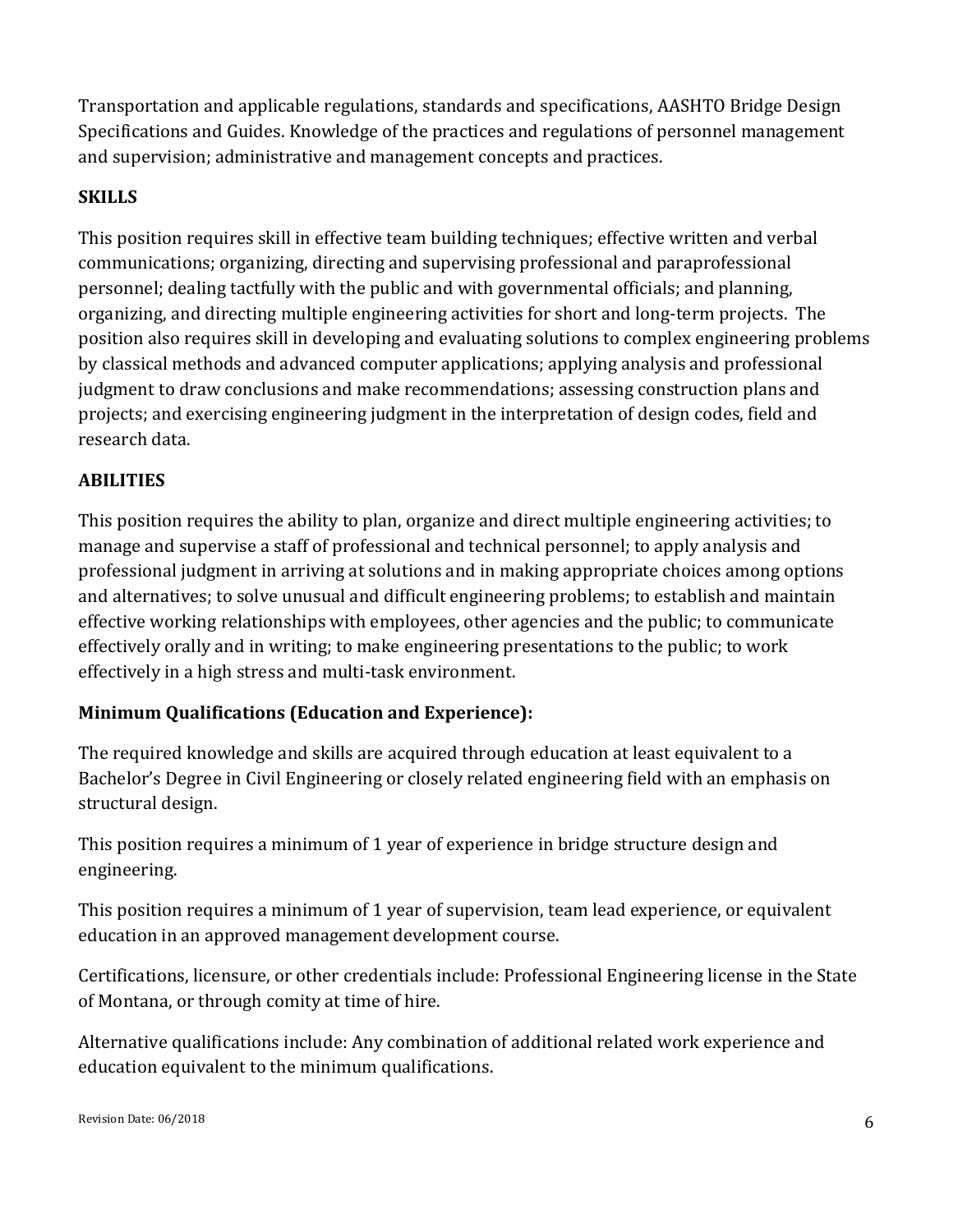Transportation and applicable regulations, standards and specifications, AASHTO Bridge Design Specifications and Guides. Knowledge of the practices and regulations of personnel management and supervision; administrative and management concepts and practices.

**SKILLS**

This position requires skill in effective team building techniques; effective written and verbal communications; organizing, directing and supervising professional and paraprofessional personnel; dealing tactfully with the public and with governmental officials; and planning, organizing, and directing multiple engineering activities for short and long-term projects. The position also requires skill in developing and evaluating solutions to complex engineering problems by classical methods and advanced computer applications; applying analysis and professional judgment to draw conclusions and make recommendations; assessing construction plans and projects; and exercising engineering judgment in the interpretation of design codes, field and research data.

**ABILITIES**

This position requires the ability to plan, organize and direct multiple engineering activities; to manage and supervise a staff of professional and technical personnel; to apply analysis and professional judgment in arriving at solutions and in making appropriate choices among options and alternatives; to solve unusual and difficult engineering problems; to establish and maintain effective working relationships with employees, other agencies and the public; to communicate effectively orally and in writing; to make engineering presentations to the public; to work effectively in a high stress and multi-task environment.

**Minimum Qualifications (Education and Experience):**

The required knowledge and skills are acquired through education at least equivalent to a Bachelor's Degree in Civil Engineering or closely related engineering field with an emphasis on structural design.

This position requires a minimum of 1 year of experience in bridge structure design and engineering.

This position requires a minimum of 1 year of supervision, team lead experience, or equivalent education in an approved management development course.

Certifications, licensure, or other credentials include: Professional Engineering license in the State of Montana, or through comity at time of hire.

Alternative qualifications include: Any combination of additional related work experience and education equivalent to the minimum qualifications.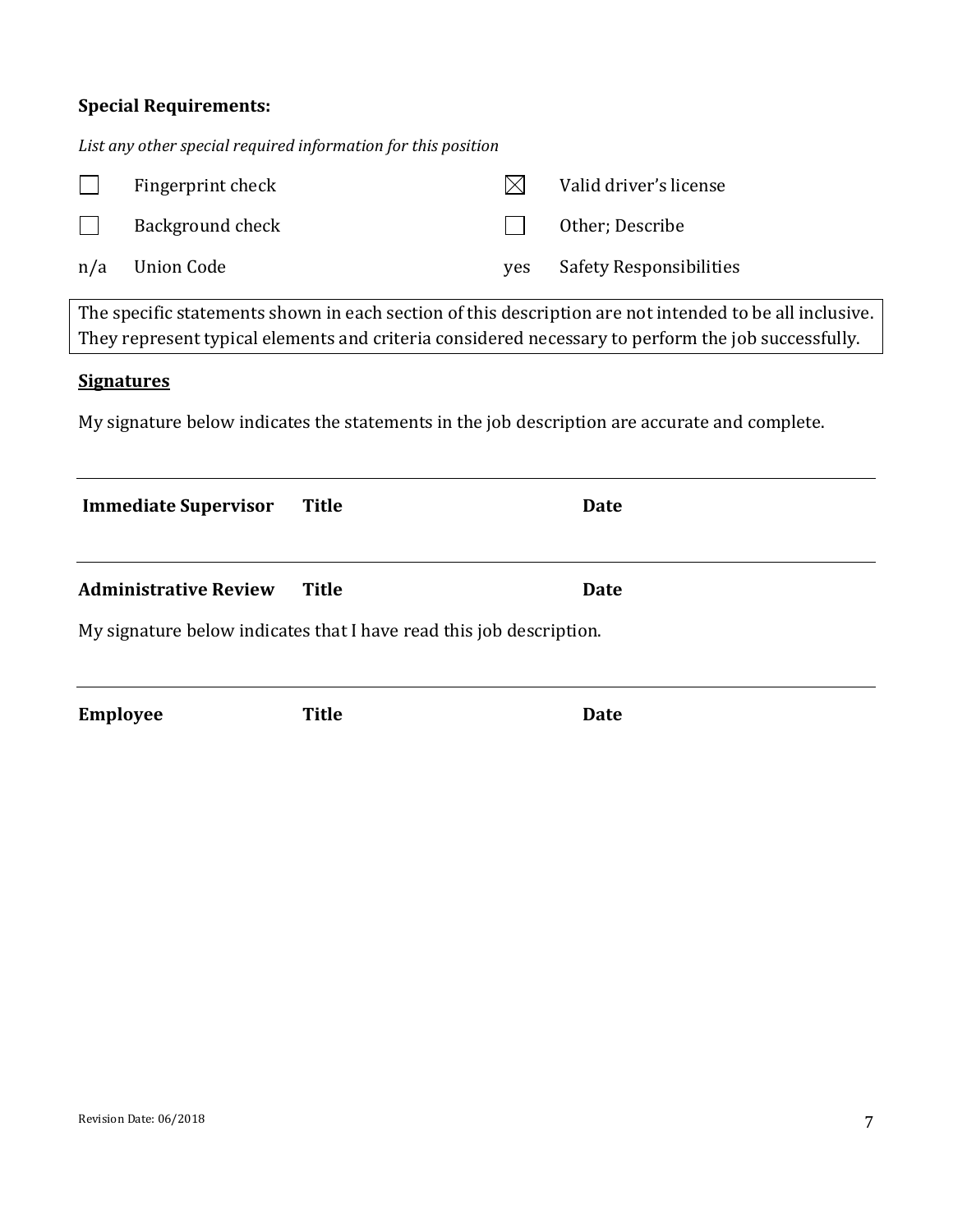**Special Requirements:**

*List any other special required information for this position*

| | | | |
|---|---|---|---|
| ☐ | Fingerprint check | ☒ | Valid driver's license |
| ☐ | Background check | ☐ | Other; Describe |
| n/a | Union Code | yes | Safety Responsibilities |

The specific statements shown in each section of this description are not intended to be all inclusive. They represent typical elements and criteria considered necessary to perform the job successfully.

**Signatures**

My signature below indicates the statements in the job description are accurate and complete.

---

**Immediate Supervisor** **Title** **Date**

---

**Administrative Review** **Title** **Date**

My signature below indicates that I have read this job description.

---

**Employee** **Title** **Date**

Revision Date: 06/2018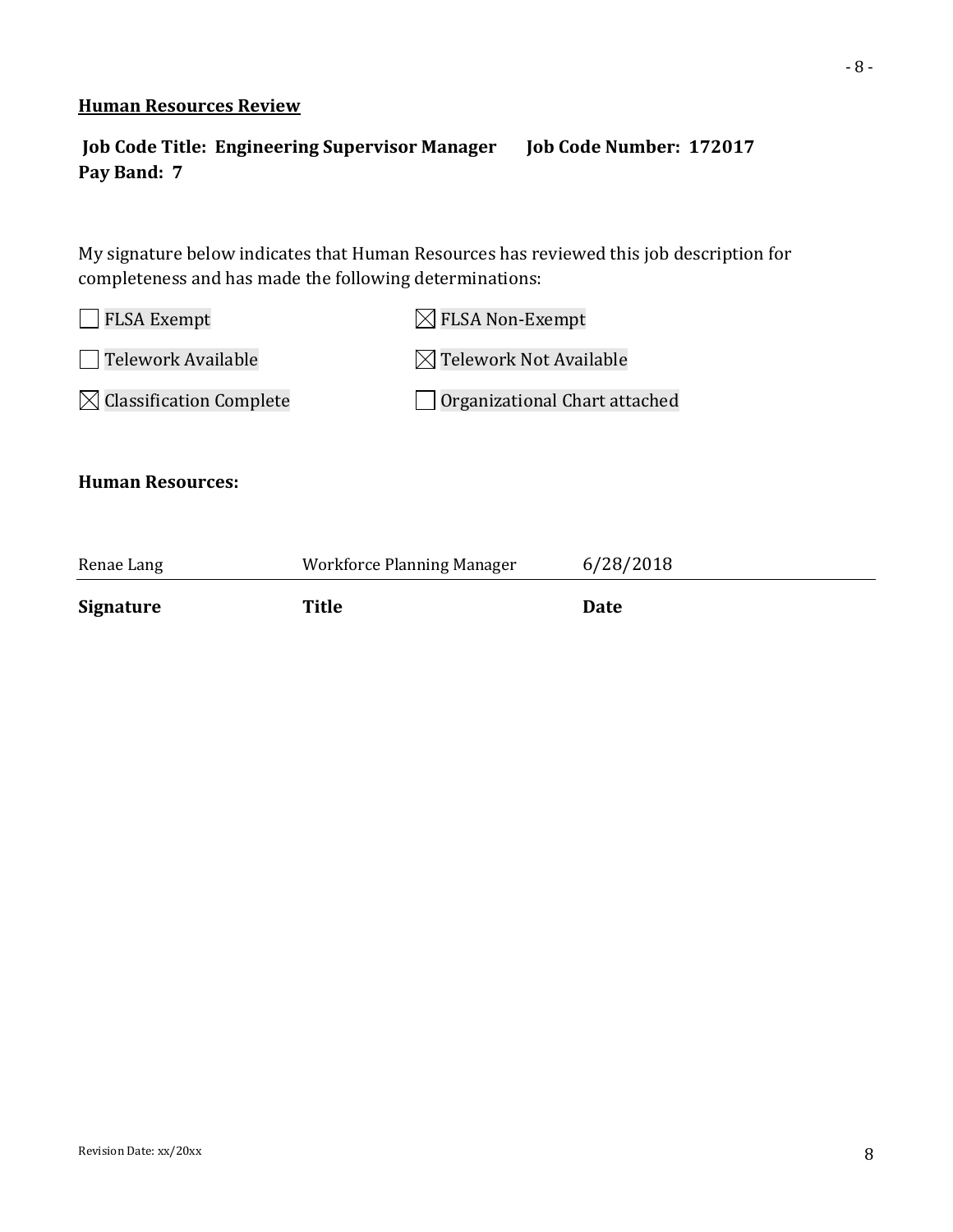**<u>Human Resources Review</u>**

**Job Code Title: Engineering Supervisor Manager    Job Code Number: 172017**
**Pay Band: 7**

My signature below indicates that Human Resources has reviewed this job description for completeness and has made the following determinations:

☐ FLSA Exempt    ☒ FLSA Non-Exempt

☐ Telework Available    ☒ Telework Not Available

☒ Classification Complete    ☐ Organizational Chart attached

**Human Resources:**

| | | |
|---|---|---|
| Renae Lang | Workforce Planning Manager | 6/28/2018 |
| **Signature** | **Title** | **Date** |

Revision Date: xx/20xx